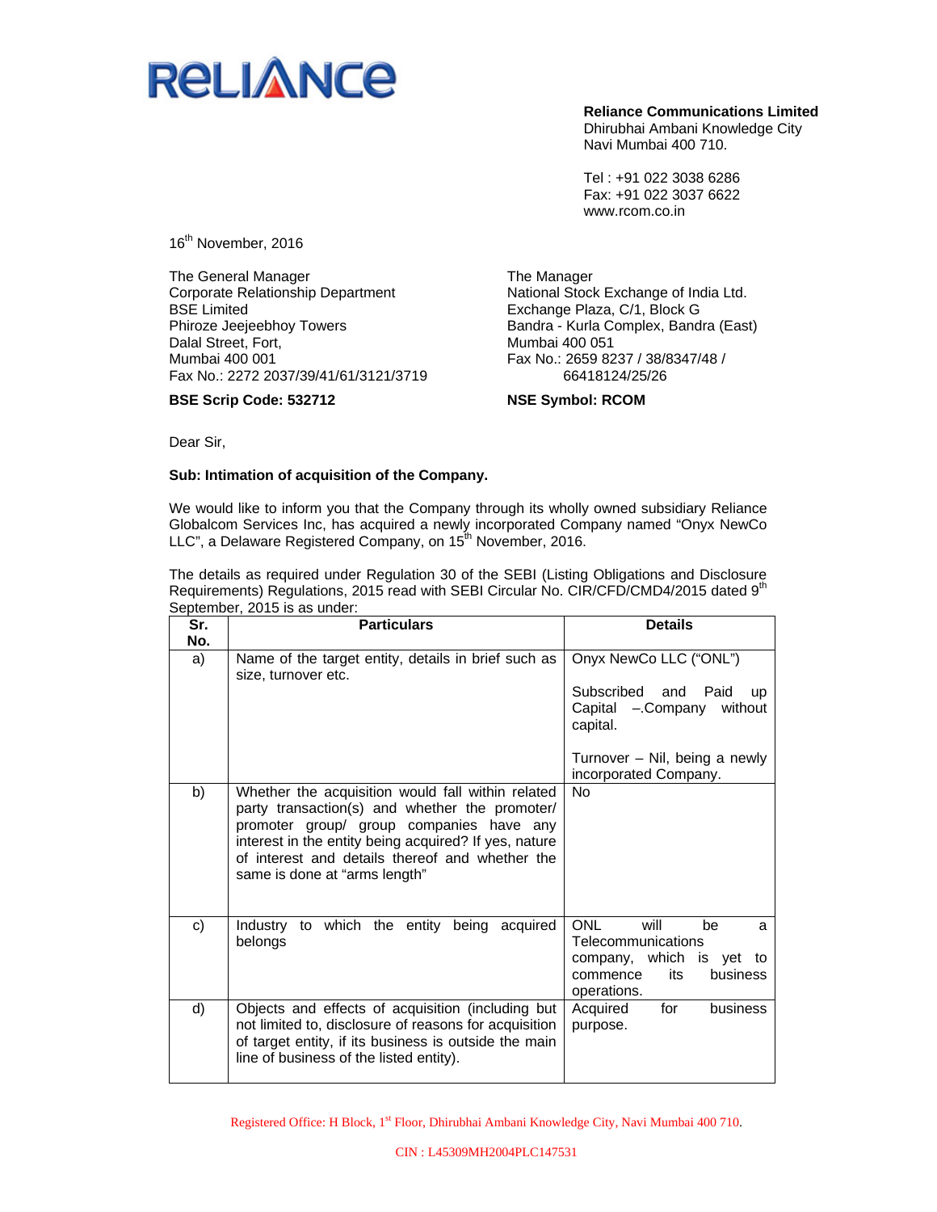RELIANCE

**Reliance Communications Limited**
Dhirubhai Ambani Knowledge City
Navi Mumbai 400 710.

Tel : +91 022 3038 6286
Fax: +91 022 3037 6622
www.rcom.co.in

16th November, 2016

The General Manager
Corporate Relationship Department
BSE Limited
Phiroze Jeejeebhoy Towers
Dalal Street, Fort,
Mumbai 400 001
Fax No.: 2272 2037/39/41/61/3121/3719

**BSE Scrip Code: 532712**

The Manager
National Stock Exchange of India Ltd.
Exchange Plaza, C/1, Block G
Bandra - Kurla Complex, Bandra (East)
Mumbai 400 051
Fax No.: 2659 8237 / 38/8347/48 / 66418124/25/26

**NSE Symbol: RCOM**

Dear Sir,

**Sub: Intimation of acquisition of the Company.**

We would like to inform you that the Company through its wholly owned subsidiary Reliance Globalcom Services Inc, has acquired a newly incorporated Company named "Onyx NewCo LLC", a Delaware Registered Company, on 15th November, 2016.

The details as required under Regulation 30 of the SEBI (Listing Obligations and Disclosure Requirements) Regulations, 2015 read with SEBI Circular No. CIR/CFD/CMD4/2015 dated 9th September, 2015 is as under:

| Sr. No. | Particulars | Details |
|---|---|---|
| a) | Name of the target entity, details in brief such as size, turnover etc. | Onyx NewCo LLC ("ONL")<br><br>Subscribed and Paid up Capital –.Company without capital.<br><br>Turnover – Nil, being a newly incorporated Company. |
| b) | Whether the acquisition would fall within related party transaction(s) and whether the promoter/ promoter group/ group companies have any interest in the entity being acquired? If yes, nature of interest and details thereof and whether the same is done at "arms length" | No |
| c) | Industry to which the entity being acquired belongs | ONL will be a Telecommunications company, which is yet to commence its business operations. |
| d) | Objects and effects of acquisition (including but not limited to, disclosure of reasons for acquisition of target entity, if its business is outside the main line of business of the listed entity). | Acquired for business purpose. |

Registered Office: H Block, 1st Floor, Dhirubhai Ambani Knowledge City, Navi Mumbai 400 710.

CIN : L45309MH2004PLC147531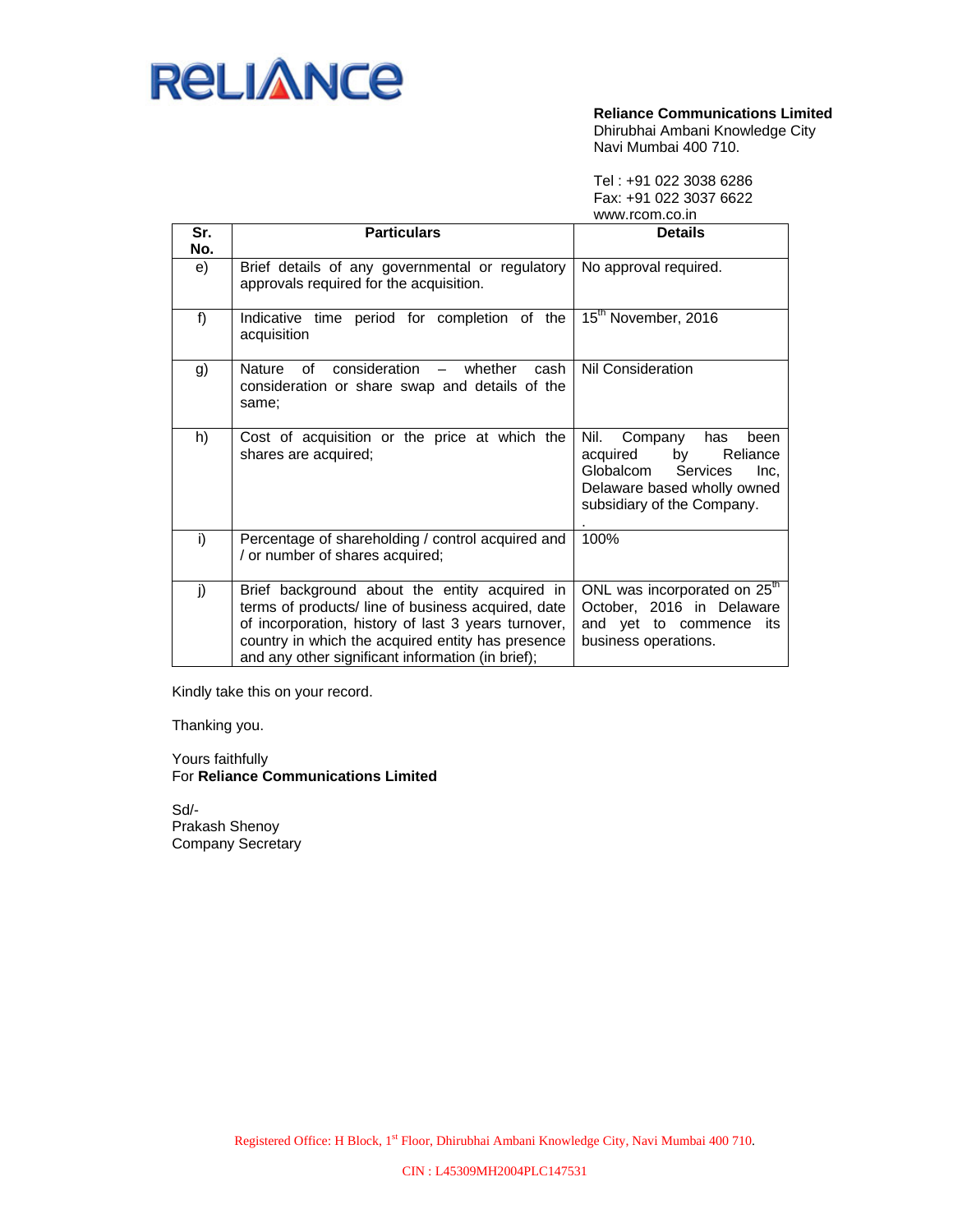**Reliance Communications Limited**
Dhirubhai Ambani Knowledge City
Navi Mumbai 400 710.

Tel : +91 022 3038 6286
Fax: +91 022 3037 6622
www.rcom.co.in

| Sr. No. | Particulars | Details |
|---|---|---|
| e) | Brief details of any governmental or regulatory approvals required for the acquisition. | No approval required. |
| f) | Indicative time period for completion of the acquisition | 15th November, 2016 |
| g) | Nature of consideration – whether cash consideration or share swap and details of the same; | Nil Consideration |
| h) | Cost of acquisition or the price at which the shares are acquired; | Nil. Company has been acquired by Reliance Globalcom Services Inc, Delaware based wholly owned subsidiary of the Company. |
| i) | Percentage of shareholding / control acquired and / or number of shares acquired; | 100% |
| j) | Brief background about the entity acquired in terms of products/ line of business acquired, date of incorporation, history of last 3 years turnover, country in which the acquired entity has presence and any other significant information (in brief); | ONL was incorporated on 25th October, 2016 in Delaware and yet to commence its business operations. |

Kindly take this on your record.

Thanking you.

Yours faithfully
For **Reliance Communications Limited**

Sd/-
Prakash Shenoy
Company Secretary

Registered Office: H Block, 1st Floor, Dhirubhai Ambani Knowledge City, Navi Mumbai 400 710.

CIN : L45309MH2004PLC147531